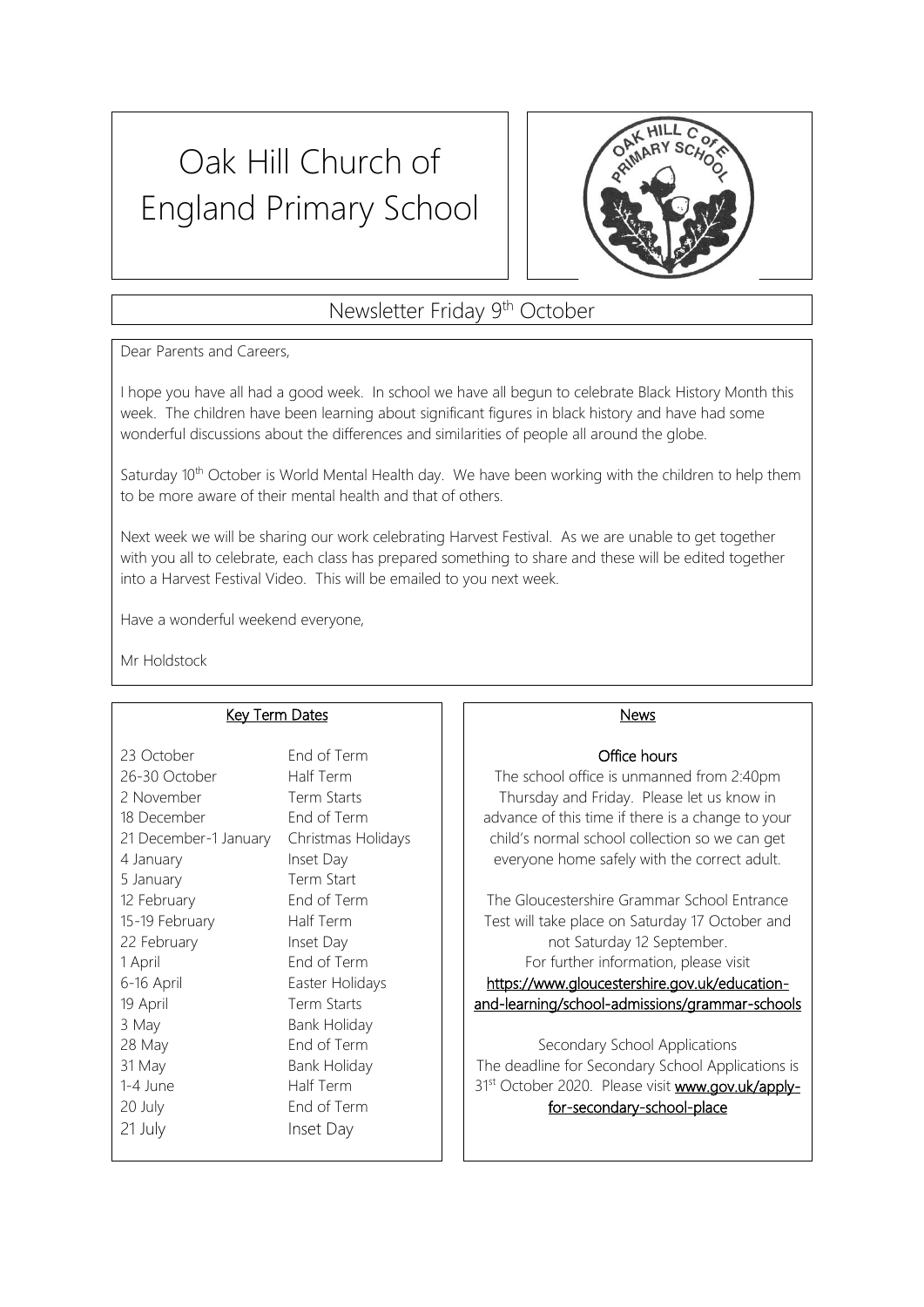# Oak Hill Church of England Primary School

## Newsletter Friday 9th October

Dear Parents and Careers,

I hope you have all had a good week. In school we have all begun to celebrate Black History Month this week. The children have been learning about significant figures in black history and have had some wonderful discussions about the differences and similarities of people all around the globe.

Saturday 10th October is World Mental Health day. We have been working with the children to help them to be more aware of their mental health and that of others.

Next week we will be sharing our work celebrating Harvest Festival. As we are unable to get together with you all to celebrate, each class has prepared something to share and these will be edited together into a Harvest Festival Video. This will be emailed to you next week.

Have a wonderful weekend everyone,

Mr Holdstock

### Key Term Dates

| | |
|---|---|
| 23 October | End of Term |
| 26-30 October | Half Term |
| 2 November | Term Starts |
| 18 December | End of Term |
| 21 December-1 January | Christmas Holidays |
| 4 January | Inset Day |
| 5 January | Term Start |
| 12 February | End of Term |
| 15-19 February | Half Term |
| 22 February | Inset Day |
| 1 April | End of Term |
| 6-16 April | Easter Holidays |
| 19 April | Term Starts |
| 3 May | Bank Holiday |
| 28 May | End of Term |
| 31 May | Bank Holiday |
| 1-4 June | Half Term |
| 20 July | End of Term |
| 21 July | Inset Day |

### News

**Office hours**

The school office is unmanned from 2:40pm Thursday and Friday. Please let us know in advance of this time if there is a change to your child's normal school collection so we can get everyone home safely with the correct adult.

The Gloucestershire Grammar School Entrance Test will take place on Saturday 17 October and not Saturday 12 September.
For further information, please visit
https://www.gloucestershire.gov.uk/education-and-learning/school-admissions/grammar-schools

Secondary School Applications
The deadline for Secondary School Applications is 31st October 2020. Please visit **www.gov.uk/apply-for-secondary-school-place**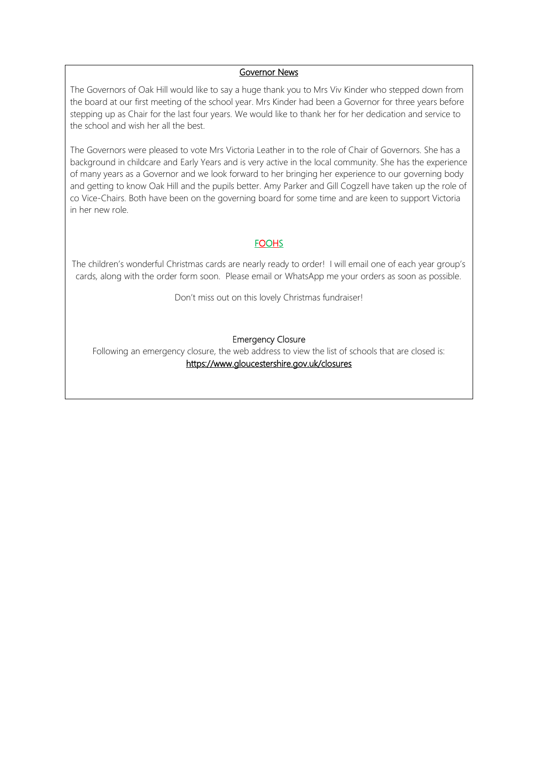## Governor News

The Governors of Oak Hill would like to say a huge thank you to Mrs Viv Kinder who stepped down from the board at our first meeting of the school year. Mrs Kinder had been a Governor for three years before stepping up as Chair for the last four years. We would like to thank her for her dedication and service to the school and wish her all the best.

The Governors were pleased to vote Mrs Victoria Leather in to the role of Chair of Governors. She has a background in childcare and Early Years and is very active in the local community. She has the experience of many years as a Governor and we look forward to her bringing her experience to our governing body and getting to know Oak Hill and the pupils better. Amy Parker and Gill Cogzell have taken up the role of co Vice-Chairs. Both have been on the governing board for some time and are keen to support Victoria in her new role.

## FOOHS

The children's wonderful Christmas cards are nearly ready to order! I will email one of each year group's cards, along with the order form soon. Please email or WhatsApp me your orders as soon as possible.

Don't miss out on this lovely Christmas fundraiser!

## Emergency Closure

Following an emergency closure, the web address to view the list of schools that are closed is:
https://www.gloucestershire.gov.uk/closures